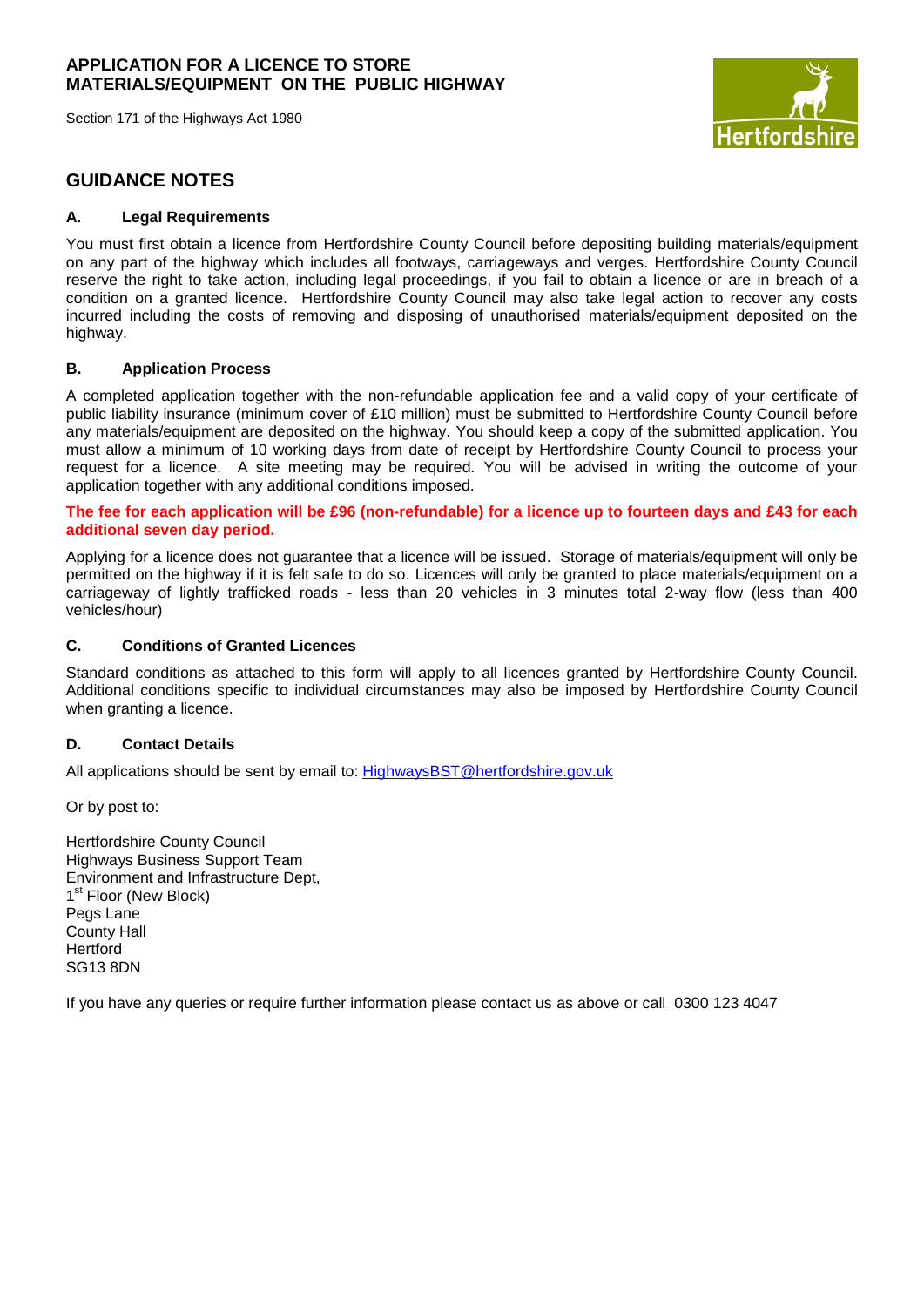# APPLICATION FOR A LICENCE TO STORE MATERIALS/EQUIPMENT ON THE PUBLIC HIGHWAY

Section 171 of the Highways Act 1980

## GUIDANCE NOTES

### A. Legal Requirements

You must first obtain a licence from Hertfordshire County Council before depositing building materials/equipment on any part of the highway which includes all footways, carriageways and verges. Hertfordshire County Council reserve the right to take action, including legal proceedings, if you fail to obtain a licence or are in breach of a condition on a granted licence. Hertfordshire County Council may also take legal action to recover any costs incurred including the costs of removing and disposing of unauthorised materials/equipment deposited on the highway.

### B. Application Process

A completed application together with the non-refundable application fee and a valid copy of your certificate of public liability insurance (minimum cover of £10 million) must be submitted to Hertfordshire County Council before any materials/equipment are deposited on the highway. You should keep a copy of the submitted application. You must allow a minimum of 10 working days from date of receipt by Hertfordshire County Council to process your request for a licence. A site meeting may be required. You will be advised in writing the outcome of your application together with any additional conditions imposed.

**The fee for each application will be £96 (non-refundable) for a licence up to fourteen days and £43 for each additional seven day period.**

Applying for a licence does not guarantee that a licence will be issued. Storage of materials/equipment will only be permitted on the highway if it is felt safe to do so. Licences will only be granted to place materials/equipment on a carriageway of lightly trafficked roads - less than 20 vehicles in 3 minutes total 2-way flow (less than 400 vehicles/hour)

### C. Conditions of Granted Licences

Standard conditions as attached to this form will apply to all licences granted by Hertfordshire County Council. Additional conditions specific to individual circumstances may also be imposed by Hertfordshire County Council when granting a licence.

### D. Contact Details

All applications should be sent by email to: HighwaysBST@hertfordshire.gov.uk

Or by post to:

Hertfordshire County Council
Highways Business Support Team
Environment and Infrastructure Dept,
1st Floor (New Block)
Pegs Lane
County Hall
Hertford
SG13 8DN

If you have any queries or require further information please contact us as above or call 0300 123 4047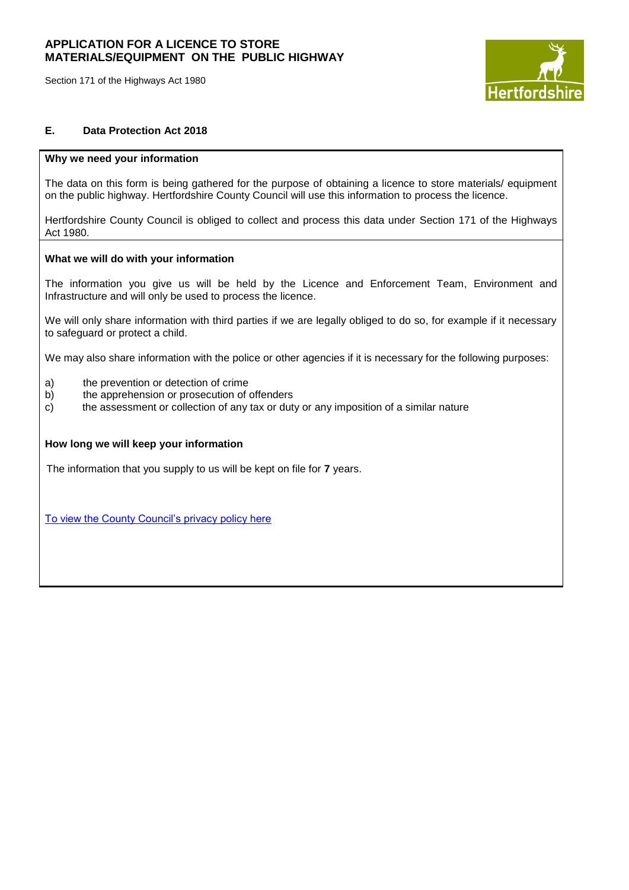# APPLICATION FOR A LICENCE TO STORE MATERIALS/EQUIPMENT ON THE PUBLIC HIGHWAY

Section 171 of the Highways Act 1980

## E. Data Protection Act 2018

**Why we need your information**

The data on this form is being gathered for the purpose of obtaining a licence to store materials/ equipment on the public highway. Hertfordshire County Council will use this information to process the licence.

Hertfordshire County Council is obliged to collect and process this data under Section 171 of the Highways Act 1980.

**What we will do with your information**

The information you give us will be held by the Licence and Enforcement Team, Environment and Infrastructure and will only be used to process the licence.

We will only share information with third parties if we are legally obliged to do so, for example if it necessary to safeguard or protect a child.

We may also share information with the police or other agencies if it is necessary for the following purposes:

a) the prevention or detection of crime
b) the apprehension or prosecution of offenders
c) the assessment or collection of any tax or duty or any imposition of a similar nature

**How long we will keep your information**

The information that you supply to us will be kept on file for **7** years.

To view the County Council's privacy policy here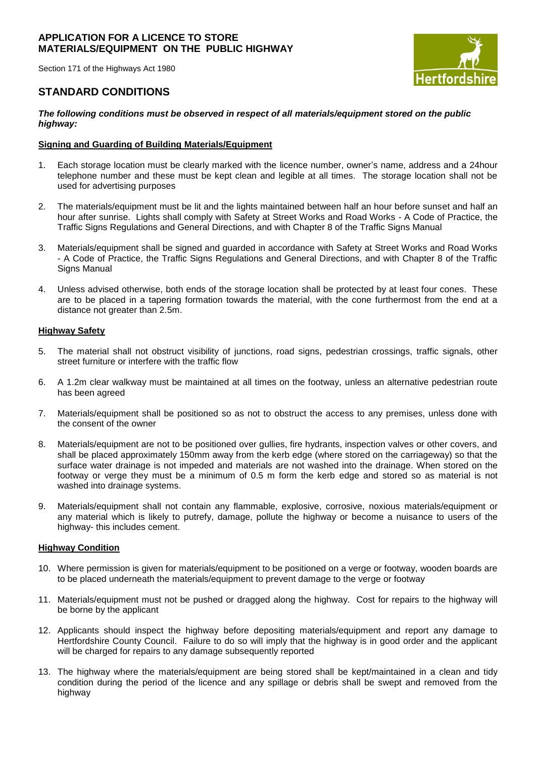**APPLICATION FOR A LICENCE TO STORE MATERIALS/EQUIPMENT ON THE PUBLIC HIGHWAY**

Section 171 of the Highways Act 1980

## STANDARD CONDITIONS

***The following conditions must be observed in respect of all materials/equipment stored on the public highway:***

### Signing and Guarding of Building Materials/Equipment

1. Each storage location must be clearly marked with the licence number, owner's name, address and a 24hour telephone number and these must be kept clean and legible at all times. The storage location shall not be used for advertising purposes

2. The materials/equipment must be lit and the lights maintained between half an hour before sunset and half an hour after sunrise. Lights shall comply with Safety at Street Works and Road Works - A Code of Practice, the Traffic Signs Regulations and General Directions, and with Chapter 8 of the Traffic Signs Manual

3. Materials/equipment shall be signed and guarded in accordance with Safety at Street Works and Road Works - A Code of Practice, the Traffic Signs Regulations and General Directions, and with Chapter 8 of the Traffic Signs Manual

4. Unless advised otherwise, both ends of the storage location shall be protected by at least four cones. These are to be placed in a tapering formation towards the material, with the cone furthermost from the end at a distance not greater than 2.5m.

### Highway Safety

5. The material shall not obstruct visibility of junctions, road signs, pedestrian crossings, traffic signals, other street furniture or interfere with the traffic flow

6. A 1.2m clear walkway must be maintained at all times on the footway, unless an alternative pedestrian route has been agreed

7. Materials/equipment shall be positioned so as not to obstruct the access to any premises, unless done with the consent of the owner

8. Materials/equipment are not to be positioned over gullies, fire hydrants, inspection valves or other covers, and shall be placed approximately 150mm away from the kerb edge (where stored on the carriageway) so that the surface water drainage is not impeded and materials are not washed into the drainage. When stored on the footway or verge they must be a minimum of 0.5 m form the kerb edge and stored so as material is not washed into drainage systems.

9. Materials/equipment shall not contain any flammable, explosive, corrosive, noxious materials/equipment or any material which is likely to putrefy, damage, pollute the highway or become a nuisance to users of the highway- this includes cement.

### Highway Condition

10. Where permission is given for materials/equipment to be positioned on a verge or footway, wooden boards are to be placed underneath the materials/equipment to prevent damage to the verge or footway

11. Materials/equipment must not be pushed or dragged along the highway. Cost for repairs to the highway will be borne by the applicant

12. Applicants should inspect the highway before depositing materials/equipment and report any damage to Hertfordshire County Council. Failure to do so will imply that the highway is in good order and the applicant will be charged for repairs to any damage subsequently reported

13. The highway where the materials/equipment are being stored shall be kept/maintained in a clean and tidy condition during the period of the licence and any spillage or debris shall be swept and removed from the highway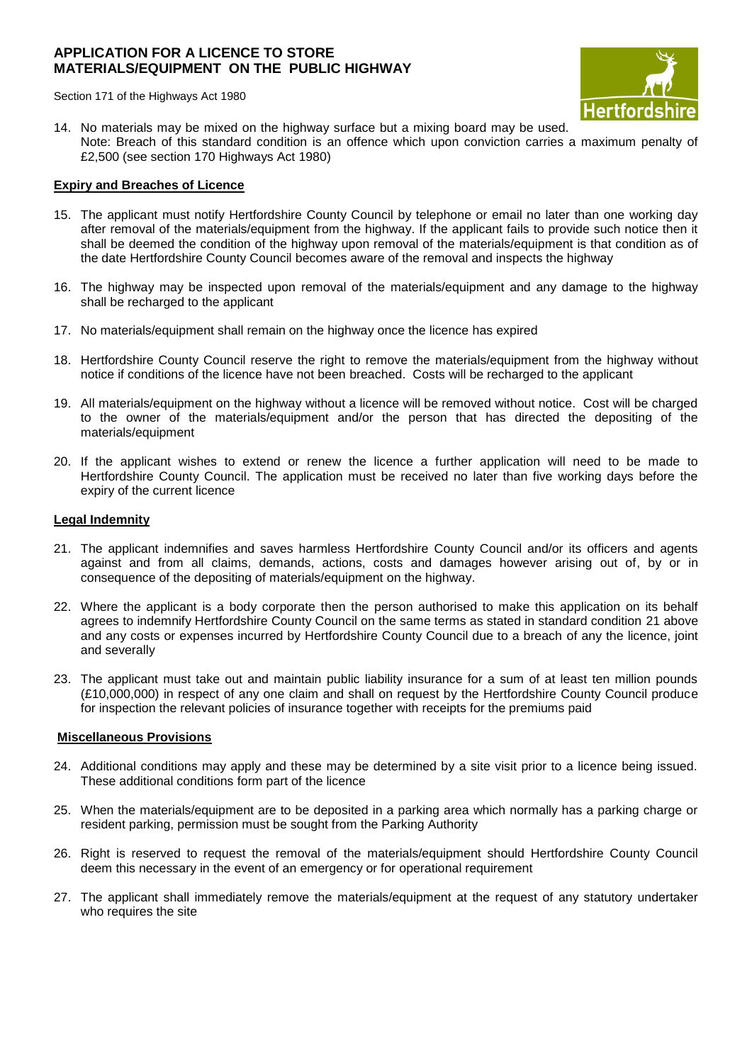# APPLICATION FOR A LICENCE TO STORE MATERIALS/EQUIPMENT ON THE PUBLIC HIGHWAY

Section 171 of the Highways Act 1980

14. No materials may be mixed on the highway surface but a mixing board may be used.
    Note: Breach of this standard condition is an offence which upon conviction carries a maximum penalty of £2,500 (see section 170 Highways Act 1980)

**Expiry and Breaches of Licence**

15. The applicant must notify Hertfordshire County Council by telephone or email no later than one working day after removal of the materials/equipment from the highway. If the applicant fails to provide such notice then it shall be deemed the condition of the highway upon removal of the materials/equipment is that condition as of the date Hertfordshire County Council becomes aware of the removal and inspects the highway

16. The highway may be inspected upon removal of the materials/equipment and any damage to the highway shall be recharged to the applicant

17. No materials/equipment shall remain on the highway once the licence has expired

18. Hertfordshire County Council reserve the right to remove the materials/equipment from the highway without notice if conditions of the licence have not been breached. Costs will be recharged to the applicant

19. All materials/equipment on the highway without a licence will be removed without notice. Cost will be charged to the owner of the materials/equipment and/or the person that has directed the depositing of the materials/equipment

20. If the applicant wishes to extend or renew the licence a further application will need to be made to Hertfordshire County Council. The application must be received no later than five working days before the expiry of the current licence

**Legal Indemnity**

21. The applicant indemnifies and saves harmless Hertfordshire County Council and/or its officers and agents against and from all claims, demands, actions, costs and damages however arising out of, by or in consequence of the depositing of materials/equipment on the highway.

22. Where the applicant is a body corporate then the person authorised to make this application on its behalf agrees to indemnify Hertfordshire County Council on the same terms as stated in standard condition 21 above and any costs or expenses incurred by Hertfordshire County Council due to a breach of any the licence, joint and severally

23. The applicant must take out and maintain public liability insurance for a sum of at least ten million pounds (£10,000,000) in respect of any one claim and shall on request by the Hertfordshire County Council produce for inspection the relevant policies of insurance together with receipts for the premiums paid

**Miscellaneous Provisions**

24. Additional conditions may apply and these may be determined by a site visit prior to a licence being issued. These additional conditions form part of the licence

25. When the materials/equipment are to be deposited in a parking area which normally has a parking charge or resident parking, permission must be sought from the Parking Authority

26. Right is reserved to request the removal of the materials/equipment should Hertfordshire County Council deem this necessary in the event of an emergency or for operational requirement

27. The applicant shall immediately remove the materials/equipment at the request of any statutory undertaker who requires the site